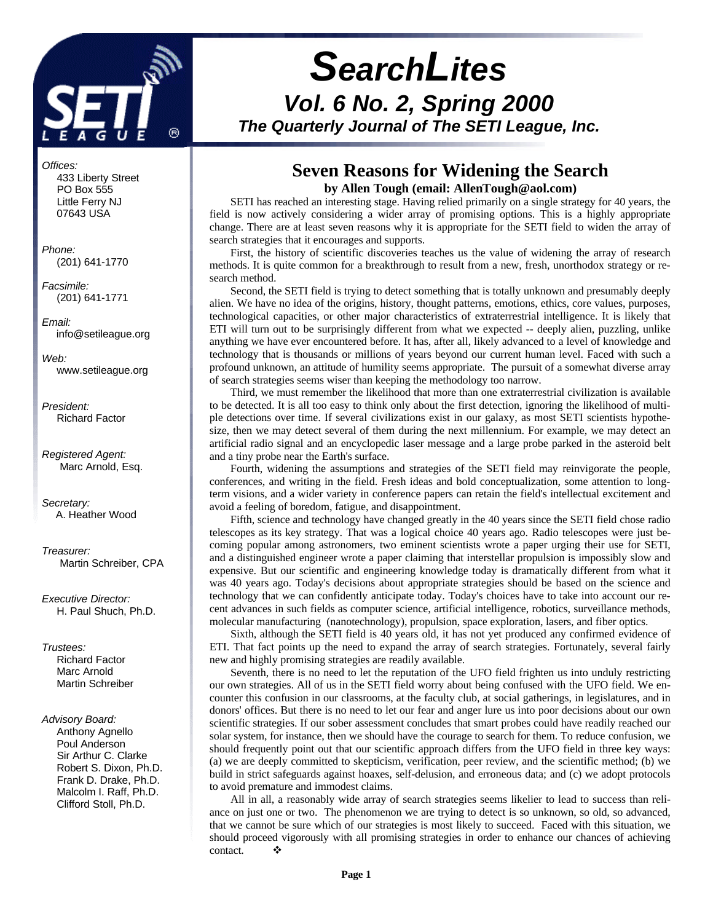# SearchLites

## Vol. 6 No. 2, Spring 2000

### The Quarterly Journal of The SETI League, Inc.

*Offices:*
433 Liberty Street
PO Box 555
Little Ferry NJ
07643 USA

*Phone:*
(201) 641-1770

*Facsimile:*
(201) 641-1771

*Email:*
info@setileague.org

*Web:*
www.setileague.org

*President:*
Richard Factor

*Registered Agent:*
Marc Arnold, Esq.

*Secretary:*
A. Heather Wood

*Treasurer:*
Martin Schreiber, CPA

*Executive Director:*
H. Paul Shuch, Ph.D.

*Trustees:*
Richard Factor
Marc Arnold
Martin Schreiber

*Advisory Board:*
Anthony Agnello
Poul Anderson
Sir Arthur C. Clarke
Robert S. Dixon, Ph.D.
Frank D. Drake, Ph.D.
Malcolm I. Raff, Ph.D.
Clifford Stoll, Ph.D.

## Seven Reasons for Widening the Search

**by Allen Tough (email: AllenTough@aol.com)**

SETI has reached an interesting stage. Having relied primarily on a single strategy for 40 years, the field is now actively considering a wider array of promising options. This is a highly appropriate change. There are at least seven reasons why it is appropriate for the SETI field to widen the array of search strategies that it encourages and supports.

First, the history of scientific discoveries teaches us the value of widening the array of research methods. It is quite common for a breakthrough to result from a new, fresh, unorthodox strategy or research method.

Second, the SETI field is trying to detect something that is totally unknown and presumably deeply alien. We have no idea of the origins, history, thought patterns, emotions, ethics, core values, purposes, technological capacities, or other major characteristics of extraterrestrial intelligence. It is likely that ETI will turn out to be surprisingly different from what we expected -- deeply alien, puzzling, unlike anything we have ever encountered before. It has, after all, likely advanced to a level of knowledge and technology that is thousands or millions of years beyond our current human level. Faced with such a profound unknown, an attitude of humility seems appropriate. The pursuit of a somewhat diverse array of search strategies seems wiser than keeping the methodology too narrow.

Third, we must remember the likelihood that more than one extraterrestrial civilization is available to be detected. It is all too easy to think only about the first detection, ignoring the likelihood of multiple detections over time. If several civilizations exist in our galaxy, as most SETI scientists hypothesize, then we may detect several of them during the next millennium. For example, we may detect an artificial radio signal and an encyclopedic laser message and a large probe parked in the asteroid belt and a tiny probe near the Earth's surface.

Fourth, widening the assumptions and strategies of the SETI field may reinvigorate the people, conferences, and writing in the field. Fresh ideas and bold conceptualization, some attention to long-term visions, and a wider variety in conference papers can retain the field's intellectual excitement and avoid a feeling of boredom, fatigue, and disappointment.

Fifth, science and technology have changed greatly in the 40 years since the SETI field chose radio telescopes as its key strategy. That was a logical choice 40 years ago. Radio telescopes were just becoming popular among astronomers, two eminent scientists wrote a paper urging their use for SETI, and a distinguished engineer wrote a paper claiming that interstellar propulsion is impossibly slow and expensive. But our scientific and engineering knowledge today is dramatically different from what it was 40 years ago. Today's decisions about appropriate strategies should be based on the science and technology that we can confidently anticipate today. Today's choices have to take into account our recent advances in such fields as computer science, artificial intelligence, robotics, surveillance methods, molecular manufacturing (nanotechnology), propulsion, space exploration, lasers, and fiber optics.

Sixth, although the SETI field is 40 years old, it has not yet produced any confirmed evidence of ETI. That fact points up the need to expand the array of search strategies. Fortunately, several fairly new and highly promising strategies are readily available.

Seventh, there is no need to let the reputation of the UFO field frighten us into unduly restricting our own strategies. All of us in the SETI field worry about being confused with the UFO field. We encounter this confusion in our classrooms, at the faculty club, at social gatherings, in legislatures, and in donors' offices. But there is no need to let our fear and anger lure us into poor decisions about our own scientific strategies. If our sober assessment concludes that smart probes could have readily reached our solar system, for instance, then we should have the courage to search for them. To reduce confusion, we should frequently point out that our scientific approach differs from the UFO field in three key ways: (a) we are deeply committed to skepticism, verification, peer review, and the scientific method; (b) we build in strict safeguards against hoaxes, self-delusion, and erroneous data; and (c) we adopt protocols to avoid premature and immodest claims.

All in all, a reasonably wide array of search strategies seems likelier to lead to success than reliance on just one or two. The phenomenon we are trying to detect is so unknown, so old, so advanced, that we cannot be sure which of our strategies is most likely to succeed. Faced with this situation, we should proceed vigorously with all promising strategies in order to enhance our chances of achieving contact. ❖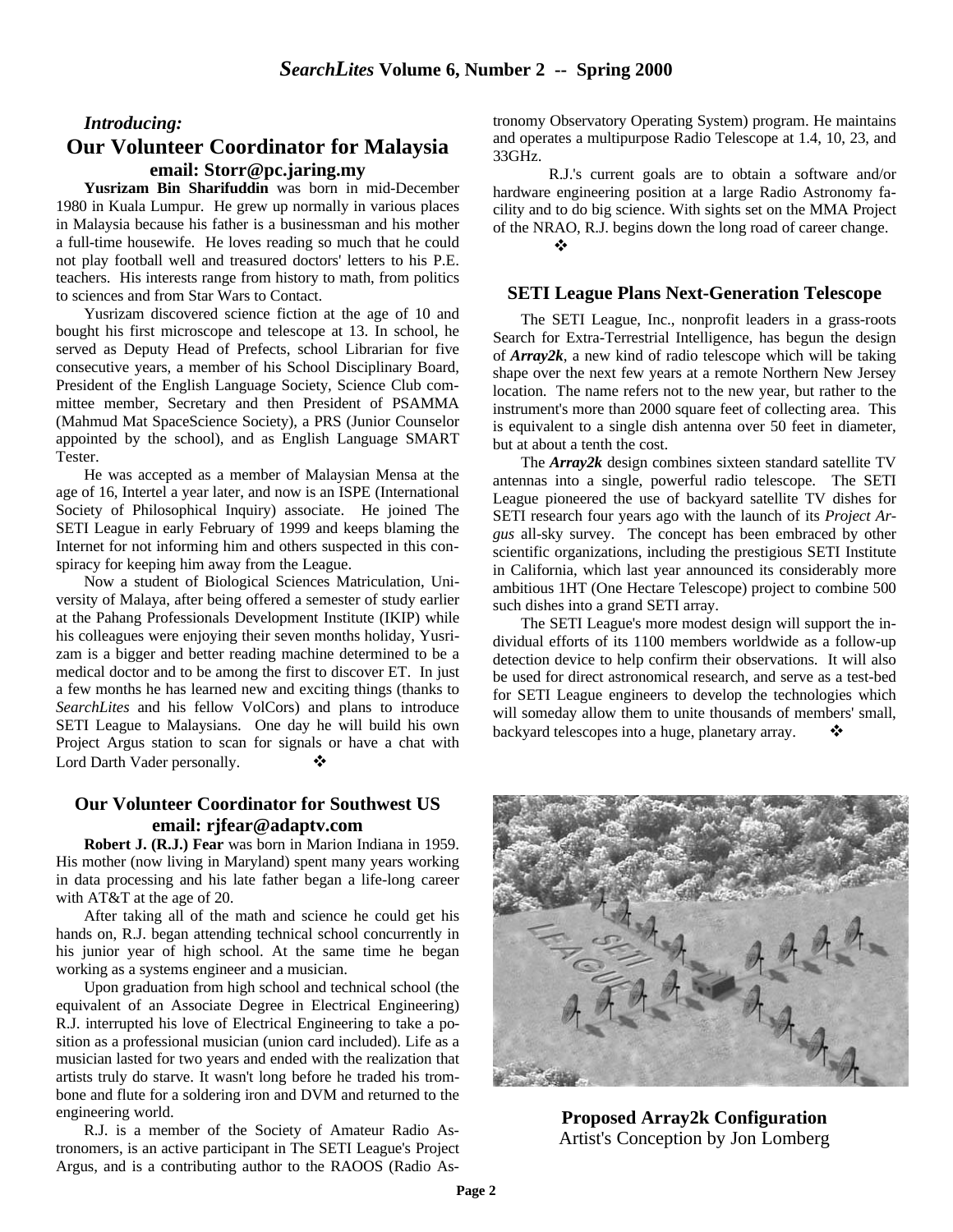*Introducing:*

## Our Volunteer Coordinator for Malaysia

**email: Storr@pc.jaring.my**

**Yusrizam Bin Sharifuddin** was born in mid-December 1980 in Kuala Lumpur. He grew up normally in various places in Malaysia because his father is a businessman and his mother a full-time housewife. He loves reading so much that he could not play football well and treasured doctors' letters to his P.E. teachers. His interests range from history to math, from politics to sciences and from Star Wars to Contact.

Yusrizam discovered science fiction at the age of 10 and bought his first microscope and telescope at 13. In school, he served as Deputy Head of Prefects, school Librarian for five consecutive years, a member of his School Disciplinary Board, President of the English Language Society, Science Club committee member, Secretary and then President of PSAMMA (Mahmud Mat SpaceScience Society), a PRS (Junior Counselor appointed by the school), and as English Language SMART Tester.

He was accepted as a member of Malaysian Mensa at the age of 16, Intertel a year later, and now is an ISPE (International Society of Philosophical Inquiry) associate. He joined The SETI League in early February of 1999 and keeps blaming the Internet for not informing him and others suspected in this conspiracy for keeping him away from the League.

Now a student of Biological Sciences Matriculation, University of Malaya, after being offered a semester of study earlier at the Pahang Professionals Development Institute (IKIP) while his colleagues were enjoying their seven months holiday, Yusrizam is a bigger and better reading machine determined to be a medical doctor and to be among the first to discover ET. In just a few months he has learned new and exciting things (thanks to *SearchLites* and his fellow VolCors) and plans to introduce SETI League to Malaysians. One day he will build his own Project Argus station to scan for signals or have a chat with Lord Darth Vader personally. ❖

## Our Volunteer Coordinator for Southwest US

**email: rjfear@adaptv.com**

**Robert J. (R.J.) Fear** was born in Marion Indiana in 1959. His mother (now living in Maryland) spent many years working in data processing and his late father began a life-long career with AT&T at the age of 20.

After taking all of the math and science he could get his hands on, R.J. began attending technical school concurrently in his junior year of high school. At the same time he began working as a systems engineer and a musician.

Upon graduation from high school and technical school (the equivalent of an Associate Degree in Electrical Engineering) R.J. interrupted his love of Electrical Engineering to take a position as a professional musician (union card included). Life as a musician lasted for two years and ended with the realization that artists truly do starve. It wasn't long before he traded his trombone and flute for a soldering iron and DVM and returned to the engineering world.

R.J. is a member of the Society of Amateur Radio Astronomers, is an active participant in The SETI League's Project Argus, and is a contributing author to the RAOOS (Radio Astronomy Observatory Operating System) program. He maintains and operates a multipurpose Radio Telescope at 1.4, 10, 23, and 33GHz.

R.J.'s current goals are to obtain a software and/or hardware engineering position at a large Radio Astronomy facility and to do big science. With sights set on the MMA Project of the NRAO, R.J. begins down the long road of career change. ❖

## SETI League Plans Next-Generation Telescope

The SETI League, Inc., nonprofit leaders in a grass-roots Search for Extra-Terrestrial Intelligence, has begun the design of ***Array2k***, a new kind of radio telescope which will be taking shape over the next few years at a remote Northern New Jersey location. The name refers not to the new year, but rather to the instrument's more than 2000 square feet of collecting area. This is equivalent to a single dish antenna over 50 feet in diameter, but at about a tenth the cost.

The ***Array2k*** design combines sixteen standard satellite TV antennas into a single, powerful radio telescope. The SETI League pioneered the use of backyard satellite TV dishes for SETI research four years ago with the launch of its *Project Argus* all-sky survey. The concept has been embraced by other scientific organizations, including the prestigious SETI Institute in California, which last year announced its considerably more ambitious 1HT (One Hectare Telescope) project to combine 500 such dishes into a grand SETI array.

The SETI League's more modest design will support the individual efforts of its 1100 members worldwide as a follow-up detection device to help confirm their observations. It will also be used for direct astronomical research, and serve as a test-bed for SETI League engineers to develop the technologies which will someday allow them to unite thousands of members' small, backyard telescopes into a huge, planetary array. ❖

**Proposed Array2k Configuration**
Artist's Conception by Jon Lomberg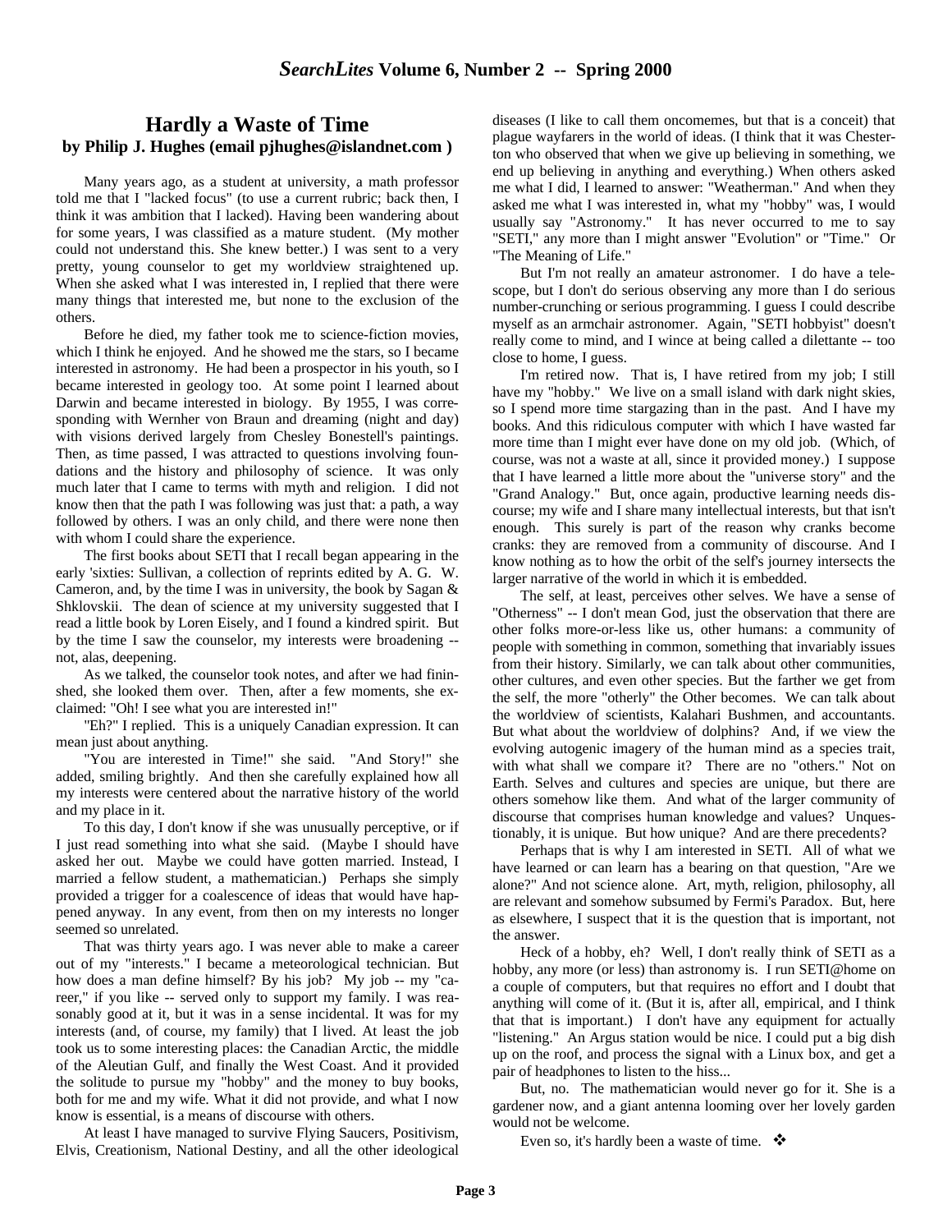## Hardly a Waste of Time

**by Philip J. Hughes (email pjhughes@islandnet.com )**

Many years ago, as a student at university, a math professor told me that I "lacked focus" (to use a current rubric; back then, I think it was ambition that I lacked). Having been wandering about for some years, I was classified as a mature student. (My mother could not understand this. She knew better.) I was sent to a very pretty, young counselor to get my worldview straightened up. When she asked what I was interested in, I replied that there were many things that interested me, but none to the exclusion of the others.

Before he died, my father took me to science-fiction movies, which I think he enjoyed. And he showed me the stars, so I became interested in astronomy. He had been a prospector in his youth, so I became interested in geology too. At some point I learned about Darwin and became interested in biology. By 1955, I was corresponding with Wernher von Braun and dreaming (night and day) with visions derived largely from Chesley Bonestell's paintings. Then, as time passed, I was attracted to questions involving foundations and the history and philosophy of science. It was only much later that I came to terms with myth and religion. I did not know then that the path I was following was just that: a path, a way followed by others. I was an only child, and there were none then with whom I could share the experience.

The first books about SETI that I recall began appearing in the early 'sixties: Sullivan, a collection of reprints edited by A. G. W. Cameron, and, by the time I was in university, the book by Sagan & Shklovskii. The dean of science at my university suggested that I read a little book by Loren Eisely, and I found a kindred spirit. But by the time I saw the counselor, my interests were broadening -- not, alas, deepening.

As we talked, the counselor took notes, and after we had fininshed, she looked them over. Then, after a few moments, she exclaimed: "Oh! I see what you are interested in!"

"Eh?" I replied. This is a uniquely Canadian expression. It can mean just about anything.

"You are interested in Time!" she said. "And Story!" she added, smiling brightly. And then she carefully explained how all my interests were centered about the narrative history of the world and my place in it.

To this day, I don't know if she was unusually perceptive, or if I just read something into what she said. (Maybe I should have asked her out. Maybe we could have gotten married. Instead, I married a fellow student, a mathematician.) Perhaps she simply provided a trigger for a coalescence of ideas that would have happened anyway. In any event, from then on my interests no longer seemed so unrelated.

That was thirty years ago. I was never able to make a career out of my "interests." I became a meteorological technician. But how does a man define himself? By his job? My job -- my "career," if you like -- served only to support my family. I was reasonably good at it, but it was in a sense incidental. It was for my interests (and, of course, my family) that I lived. At least the job took us to some interesting places: the Canadian Arctic, the middle of the Aleutian Gulf, and finally the West Coast. And it provided the solitude to pursue my "hobby" and the money to buy books, both for me and my wife. What it did not provide, and what I now know is essential, is a means of discourse with others.

At least I have managed to survive Flying Saucers, Positivism, Elvis, Creationism, National Destiny, and all the other ideological diseases (I like to call them oncomemes, but that is a conceit) that plague wayfarers in the world of ideas. (I think that it was Chesterton who observed that when we give up believing in something, we end up believing in anything and everything.) When others asked me what I did, I learned to answer: "Weatherman." And when they asked me what I was interested in, what my "hobby" was, I would usually say "Astronomy." It has never occurred to me to say "SETI," any more than I might answer "Evolution" or "Time." Or "The Meaning of Life."

But I'm not really an amateur astronomer. I do have a telescope, but I don't do serious observing any more than I do serious number-crunching or serious programming. I guess I could describe myself as an armchair astronomer. Again, "SETI hobbyist" doesn't really come to mind, and I wince at being called a dilettante -- too close to home, I guess.

I'm retired now. That is, I have retired from my job; I still have my "hobby." We live on a small island with dark night skies, so I spend more time stargazing than in the past. And I have my books. And this ridiculous computer with which I have wasted far more time than I might ever have done on my old job. (Which, of course, was not a waste at all, since it provided money.) I suppose that I have learned a little more about the "universe story" and the "Grand Analogy." But, once again, productive learning needs discourse; my wife and I share many intellectual interests, but that isn't enough. This surely is part of the reason why cranks become cranks: they are removed from a community of discourse. And I know nothing as to how the orbit of the self's journey intersects the larger narrative of the world in which it is embedded.

The self, at least, perceives other selves. We have a sense of "Otherness" -- I don't mean God, just the observation that there are other folks more-or-less like us, other humans: a community of people with something in common, something that invariably issues from their history. Similarly, we can talk about other communities, other cultures, and even other species. But the farther we get from the self, the more "otherly" the Other becomes. We can talk about the worldview of scientists, Kalahari Bushmen, and accountants. But what about the worldview of dolphins? And, if we view the evolving autogenic imagery of the human mind as a species trait, with what shall we compare it? There are no "others." Not on Earth. Selves and cultures and species are unique, but there are others somehow like them. And what of the larger community of discourse that comprises human knowledge and values? Unquestionably, it is unique. But how unique? And are there precedents?

Perhaps that is why I am interested in SETI. All of what we have learned or can learn has a bearing on that question, "Are we alone?" And not science alone. Art, myth, religion, philosophy, all are relevant and somehow subsumed by Fermi's Paradox. But, here as elsewhere, I suspect that it is the question that is important, not the answer.

Heck of a hobby, eh? Well, I don't really think of SETI as a hobby, any more (or less) than astronomy is. I run SETI@home on a couple of computers, but that requires no effort and I doubt that anything will come of it. (But it is, after all, empirical, and I think that that is important.) I don't have any equipment for actually "listening." An Argus station would be nice. I could put a big dish up on the roof, and process the signal with a Linux box, and get a pair of headphones to listen to the hiss...

But, no. The mathematician would never go for it. She is a gardener now, and a giant antenna looming over her lovely garden would not be welcome.

Even so, it's hardly been a waste of time. ❖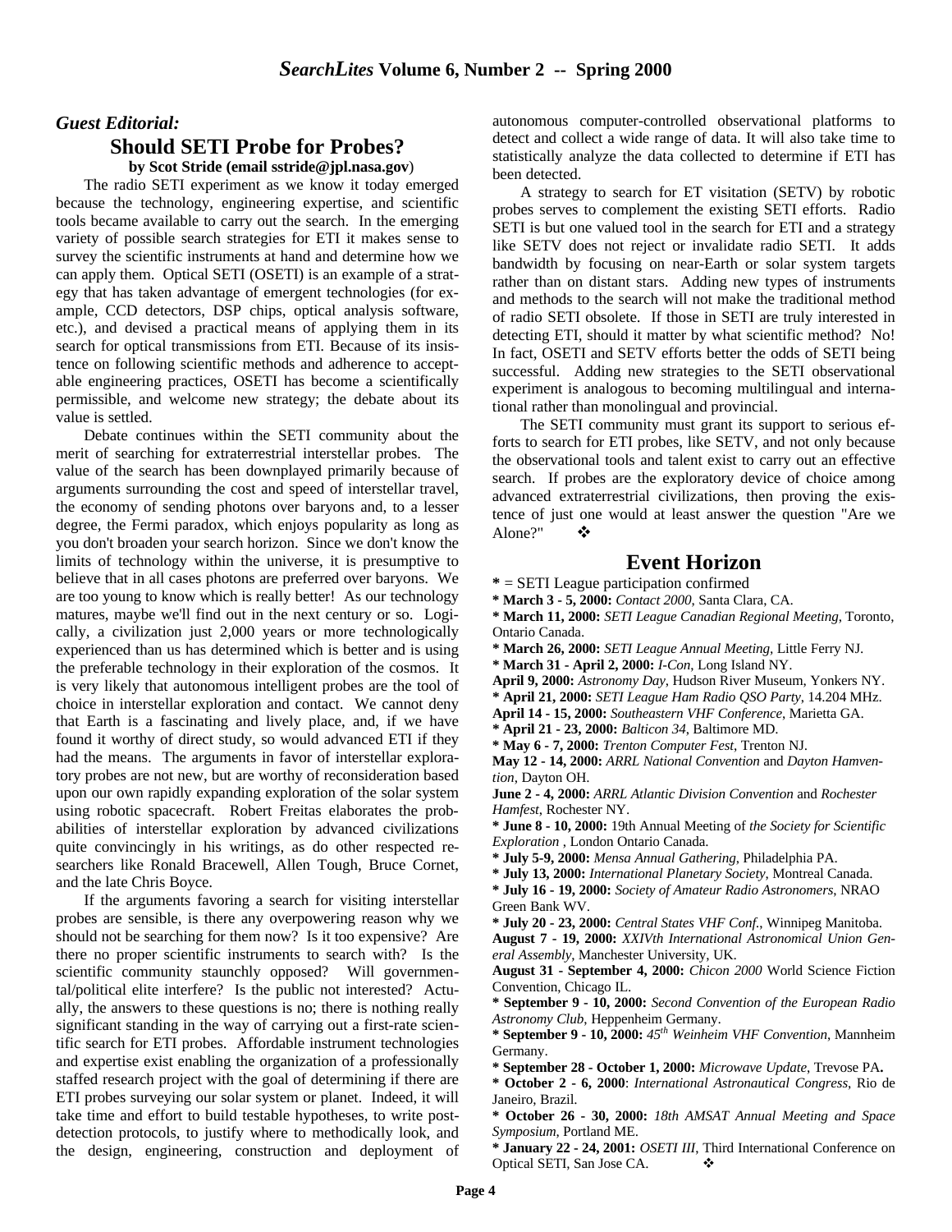*Guest Editorial:*

## Should SETI Probe for Probes?

**by Scot Stride (email sstride@jpl.nasa.gov)**

The radio SETI experiment as we know it today emerged because the technology, engineering expertise, and scientific tools became available to carry out the search. In the emerging variety of possible search strategies for ETI it makes sense to survey the scientific instruments at hand and determine how we can apply them. Optical SETI (OSETI) is an example of a strategy that has taken advantage of emergent technologies (for example, CCD detectors, DSP chips, optical analysis software, etc.), and devised a practical means of applying them in its search for optical transmissions from ETI. Because of its insistence on following scientific methods and adherence to acceptable engineering practices, OSETI has become a scientifically permissible, and welcome new strategy; the debate about its value is settled.

Debate continues within the SETI community about the merit of searching for extraterrestrial interstellar probes. The value of the search has been downplayed primarily because of arguments surrounding the cost and speed of interstellar travel, the economy of sending photons over baryons and, to a lesser degree, the Fermi paradox, which enjoys popularity as long as you don't broaden your search horizon. Since we don't know the limits of technology within the universe, it is presumptive to believe that in all cases photons are preferred over baryons. We are too young to know which is really better! As our technology matures, maybe we'll find out in the next century or so. Logically, a civilization just 2,000 years or more technologically experienced than us has determined which is better and is using the preferable technology in their exploration of the cosmos. It is very likely that autonomous intelligent probes are the tool of choice in interstellar exploration and contact. We cannot deny that Earth is a fascinating and lively place, and, if we have found it worthy of direct study, so would advanced ETI if they had the means. The arguments in favor of interstellar exploratory probes are not new, but are worthy of reconsideration based upon our own rapidly expanding exploration of the solar system using robotic spacecraft. Robert Freitas elaborates the probabilities of interstellar exploration by advanced civilizations quite convincingly in his writings, as do other respected researchers like Ronald Bracewell, Allen Tough, Bruce Cornet, and the late Chris Boyce.

If the arguments favoring a search for visiting interstellar probes are sensible, is there any overpowering reason why we should not be searching for them now? Is it too expensive? Are there no proper scientific instruments to search with? Is the scientific community staunchly opposed? Will governmental/political elite interfere? Is the public not interested? Actually, the answers to these questions is no; there is nothing really significant standing in the way of carrying out a first-rate scientific search for ETI probes. Affordable instrument technologies and expertise exist enabling the organization of a professionally staffed research project with the goal of determining if there are ETI probes surveying our solar system or planet. Indeed, it will take time and effort to build testable hypotheses, to write post-detection protocols, to justify where to methodically look, and the design, engineering, construction and deployment of autonomous computer-controlled observational platforms to detect and collect a wide range of data. It will also take time to statistically analyze the data collected to determine if ETI has been detected.

A strategy to search for ET visitation (SETV) by robotic probes serves to complement the existing SETI efforts. Radio SETI is but one valued tool in the search for ETI and a strategy like SETV does not reject or invalidate radio SETI. It adds bandwidth by focusing on near-Earth or solar system targets rather than on distant stars. Adding new types of instruments and methods to the search will not make the traditional method of radio SETI obsolete. If those in SETI are truly interested in detecting ETI, should it matter by what scientific method? No! In fact, OSETI and SETV efforts better the odds of SETI being successful. Adding new strategies to the SETI observational experiment is analogous to becoming multilingual and international rather than monolingual and provincial.

The SETI community must grant its support to serious efforts to search for ETI probes, like SETV, and not only because the observational tools and talent exist to carry out an effective search. If probes are the exploratory device of choice among advanced extraterrestrial civilizations, then proving the existence of just one would at least answer the question "Are we Alone?" ❖

## Event Horizon

**\*** = SETI League participation confirmed

**\* March 3 - 5, 2000:** *Contact 2000*, Santa Clara, CA.

**\* March 11, 2000:** *SETI League Canadian Regional Meeting*, Toronto, Ontario Canada.

**\* March 26, 2000:** *SETI League Annual Meeting*, Little Ferry NJ.

**\* March 31 - April 2, 2000:** *I-Con*, Long Island NY.

**April 9, 2000:** *Astronomy Day*, Hudson River Museum, Yonkers NY.

**\* April 21, 2000:** *SETI League Ham Radio QSO Party*, 14.204 MHz.

**April 14 - 15, 2000:** *Southeastern VHF Conference*, Marietta GA.

**\* April 21 - 23, 2000:** *Balticon 34*, Baltimore MD.

**\* May 6 - 7, 2000:** *Trenton Computer Fest*, Trenton NJ.

**May 12 - 14, 2000:** *ARRL National Convention* and *Dayton Hamvention*, Dayton OH.

**June 2 - 4, 2000:** *ARRL Atlantic Division Convention* and *Rochester Hamfest*, Rochester NY.

**\* June 8 - 10, 2000:** 19th Annual Meeting of *the Society for Scientific Exploration* , London Ontario Canada.

**\* July 5-9, 2000:** *Mensa Annual Gathering*, Philadelphia PA.

**\* July 13, 2000:** *International Planetary Society*, Montreal Canada.

**\* July 16 - 19, 2000:** *Society of Amateur Radio Astronomers*, NRAO Green Bank WV.

**\* July 20 - 23, 2000:** *Central States VHF Conf.*, Winnipeg Manitoba.

**August 7 - 19, 2000:** *XXIVth International Astronomical Union General Assembly*, Manchester University, UK.

**August 31 - September 4, 2000:** *Chicon 2000* World Science Fiction Convention, Chicago IL.

**\* September 9 - 10, 2000:** *Second Convention of the European Radio Astronomy Club*, Heppenheim Germany.

**\* September 9 - 10, 2000:** *45th Weinheim VHF Convention*, Mannheim Germany.

**\* September 28 - October 1, 2000:** *Microwave Update*, Trevose PA**.**

**\* October 2 - 6, 2000**: *International Astronautical Congress*, Rio de Janeiro, Brazil.

**\* October 26 - 30, 2000:** *18th AMSAT Annual Meeting and Space Symposium*, Portland ME.

**\* January 22 - 24, 2001:** *OSETI III*, Third International Conference on Optical SETI, San Jose CA. ❖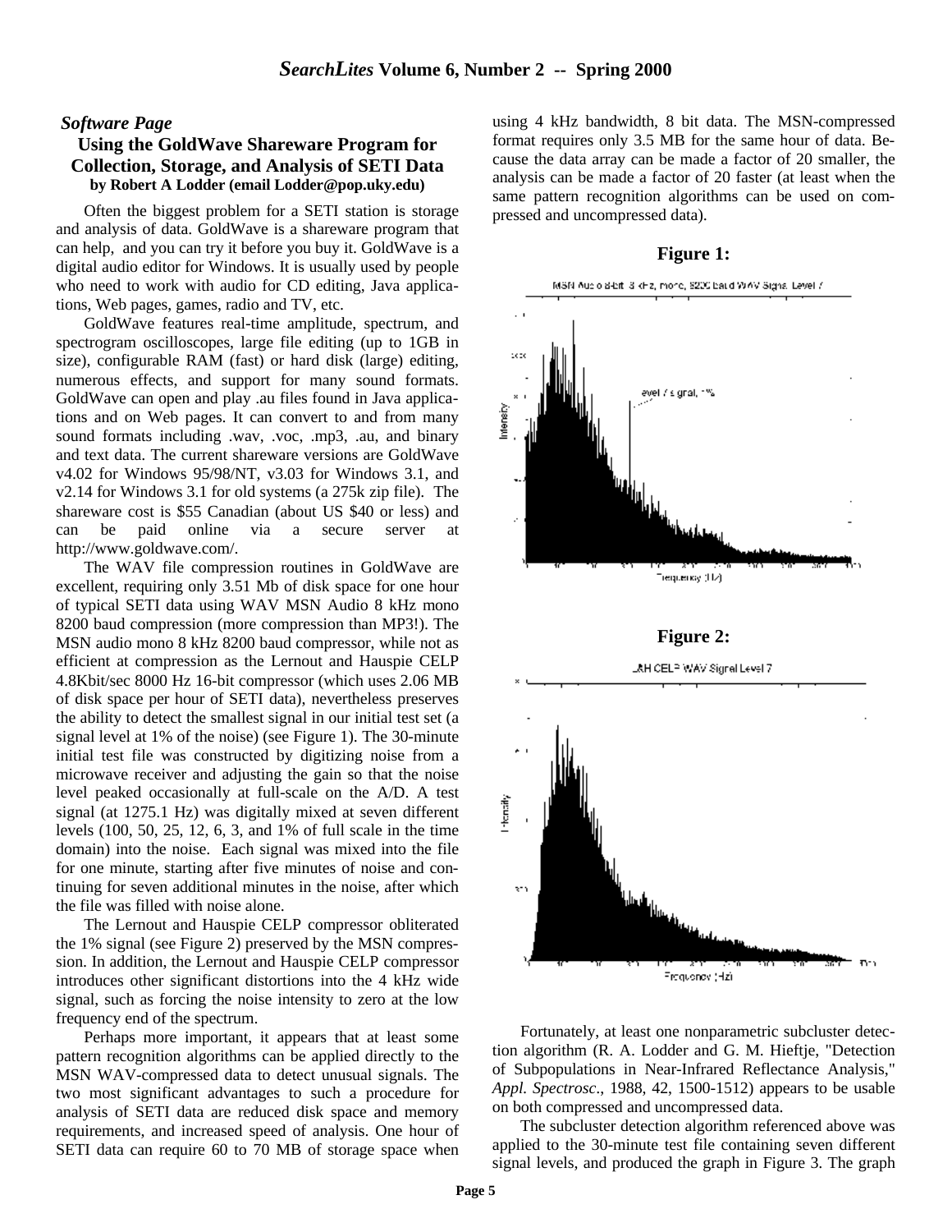*Software Page*

## Using the GoldWave Shareware Program for Collection, Storage, and Analysis of SETI Data

**by Robert A Lodder (email Lodder@pop.uky.edu)**

Often the biggest problem for a SETI station is storage and analysis of data. GoldWave is a shareware program that can help, and you can try it before you buy it. GoldWave is a digital audio editor for Windows. It is usually used by people who need to work with audio for CD editing, Java applications, Web pages, games, radio and TV, etc.

GoldWave features real-time amplitude, spectrum, and spectrogram oscilloscopes, large file editing (up to 1GB in size), configurable RAM (fast) or hard disk (large) editing, numerous effects, and support for many sound formats. GoldWave can open and play .au files found in Java applications and on Web pages. It can convert to and from many sound formats including .wav, .voc, .mp3, .au, and binary and text data. The current shareware versions are GoldWave v4.02 for Windows 95/98/NT, v3.03 for Windows 3.1, and v2.14 for Windows 3.1 for old systems (a 275k zip file). The shareware cost is $55 Canadian (about US $40 or less) and can be paid online via a secure server at http://www.goldwave.com/.

The WAV file compression routines in GoldWave are excellent, requiring only 3.51 Mb of disk space for one hour of typical SETI data using WAV MSN Audio 8 kHz mono 8200 baud compression (more compression than MP3!). The MSN audio mono 8 kHz 8200 baud compressor, while not as efficient at compression as the Lernout and Hauspie CELP 4.8Kbit/sec 8000 Hz 16-bit compressor (which uses 2.06 MB of disk space per hour of SETI data), nevertheless preserves the ability to detect the smallest signal in our initial test set (a signal level at 1% of the noise) (see Figure 1). The 30-minute initial test file was constructed by digitizing noise from a microwave receiver and adjusting the gain so that the noise level peaked occasionally at full-scale on the A/D. A test signal (at 1275.1 Hz) was digitally mixed at seven different levels (100, 50, 25, 12, 6, 3, and 1% of full scale in the time domain) into the noise. Each signal was mixed into the file for one minute, starting after five minutes of noise and continuing for seven additional minutes in the noise, after which the file was filled with noise alone.

The Lernout and Hauspie CELP compressor obliterated the 1% signal (see Figure 2) preserved by the MSN compression. In addition, the Lernout and Hauspie CELP compressor introduces other significant distortions into the 4 kHz wide signal, such as forcing the noise intensity to zero at the low frequency end of the spectrum.

Perhaps more important, it appears that at least some pattern recognition algorithms can be applied directly to the MSN WAV-compressed data to detect unusual signals. The two most significant advantages to such a procedure for analysis of SETI data are reduced disk space and memory requirements, and increased speed of analysis. One hour of SETI data can require 60 to 70 MB of storage space when using 4 kHz bandwidth, 8 bit data. The MSN-compressed format requires only 3.5 MB for the same hour of data. Because the data array can be made a factor of 20 smaller, the analysis can be made a factor of 20 faster (at least when the same pattern recognition algorithms can be used on compressed and uncompressed data).

**Figure 1:**

**Figure 2:**

Fortunately, at least one nonparametric subcluster detection algorithm (R. A. Lodder and G. M. Hieftje, "Detection of Subpopulations in Near-Infrared Reflectance Analysis," *Appl. Spectrosc*., 1988, 42, 1500-1512) appears to be usable on both compressed and uncompressed data.

The subcluster detection algorithm referenced above was applied to the 30-minute test file containing seven different signal levels, and produced the graph in Figure 3. The graph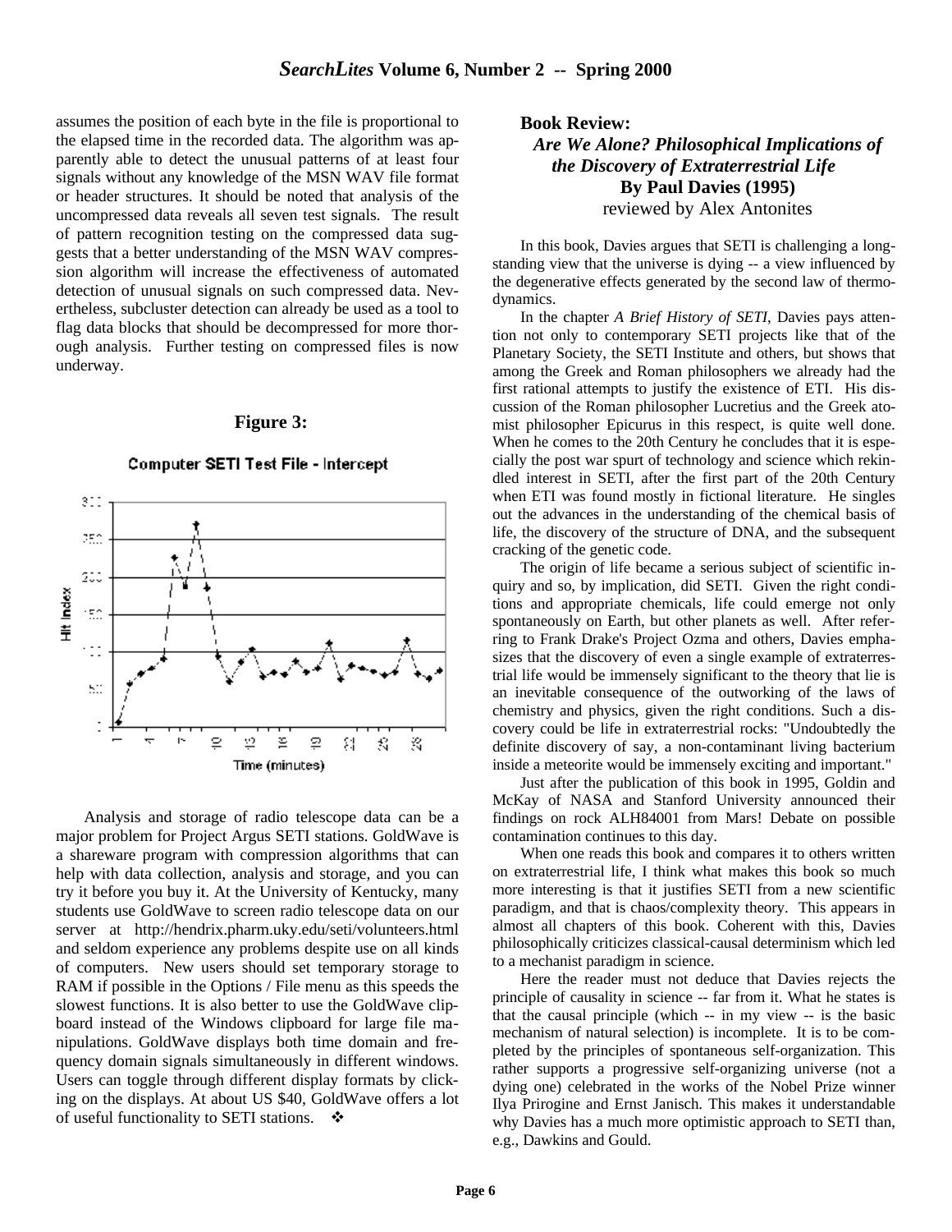assumes the position of each byte in the file is proportional to the elapsed time in the recorded data. The algorithm was apparently able to detect the unusual patterns of at least four signals without any knowledge of the MSN WAV file format or header structures. It should be noted that analysis of the uncompressed data reveals all seven test signals. The result of pattern recognition testing on the compressed data suggests that a better understanding of the MSN WAV compression algorithm will increase the effectiveness of automated detection of unusual signals on such compressed data. Nevertheless, subcluster detection can already be used as a tool to flag data blocks that should be decompressed for more thorough analysis. Further testing on compressed files is now underway.

**Figure 3:**

Computer SETI Test File - Intercept

Analysis and storage of radio telescope data can be a major problem for Project Argus SETI stations. GoldWave is a shareware program with compression algorithms that can help with data collection, analysis and storage, and you can try it before you buy it. At the University of Kentucky, many students use GoldWave to screen radio telescope data on our server at http://hendrix.pharm.uky.edu/seti/volunteers.html and seldom experience any problems despite use on all kinds of computers. New users should set temporary storage to RAM if possible in the Options / File menu as this speeds the slowest functions. It is also better to use the GoldWave clipboard instead of the Windows clipboard for large file manipulations. GoldWave displays both time domain and frequency domain signals simultaneously in different windows. Users can toggle through different display formats by clicking on the displays. At about US $40, GoldWave offers a lot of useful functionality to SETI stations. ❖

## Book Review:

### *Are We Alone? Philosophical Implications of the Discovery of Extraterrestrial Life*

**By Paul Davies (1995)**

reviewed by Alex Antonites

In this book, Davies argues that SETI is challenging a long-standing view that the universe is dying -- a view influenced by the degenerative effects generated by the second law of thermodynamics.

In the chapter *A Brief History of SETI*, Davies pays attention not only to contemporary SETI projects like that of the Planetary Society, the SETI Institute and others, but shows that among the Greek and Roman philosophers we already had the first rational attempts to justify the existence of ETI. His discussion of the Roman philosopher Lucretius and the Greek atomist philosopher Epicurus in this respect, is quite well done. When he comes to the 20th Century he concludes that it is especially the post war spurt of technology and science which rekindled interest in SETI, after the first part of the 20th Century when ETI was found mostly in fictional literature. He singles out the advances in the understanding of the chemical basis of life, the discovery of the structure of DNA, and the subsequent cracking of the genetic code.

The origin of life became a serious subject of scientific inquiry and so, by implication, did SETI. Given the right conditions and appropriate chemicals, life could emerge not only spontaneously on Earth, but other planets as well. After referring to Frank Drake's Project Ozma and others, Davies emphasizes that the discovery of even a single example of extraterrestrial life would be immensely significant to the theory that lie is an inevitable consequence of the outworking of the laws of chemistry and physics, given the right conditions. Such a discovery could be life in extraterrestrial rocks: "Undoubtedly the definite discovery of say, a non-contaminant living bacterium inside a meteorite would be immensely exciting and important."

Just after the publication of this book in 1995, Goldin and McKay of NASA and Stanford University announced their findings on rock ALH84001 from Mars! Debate on possible contamination continues to this day.

When one reads this book and compares it to others written on extraterrestrial life, I think what makes this book so much more interesting is that it justifies SETI from a new scientific paradigm, and that is chaos/complexity theory. This appears in almost all chapters of this book. Coherent with this, Davies philosophically criticizes classical-causal determinism which led to a mechanist paradigm in science.

Here the reader must not deduce that Davies rejects the principle of causality in science -- far from it. What he states is that the causal principle (which -- in my view -- is the basic mechanism of natural selection) is incomplete. It is to be completed by the principles of spontaneous self-organization. This rather supports a progressive self-organizing universe (not a dying one) celebrated in the works of the Nobel Prize winner Ilya Prirogine and Ernst Janisch. This makes it understandable why Davies has a much more optimistic approach to SETI than, e.g., Dawkins and Gould.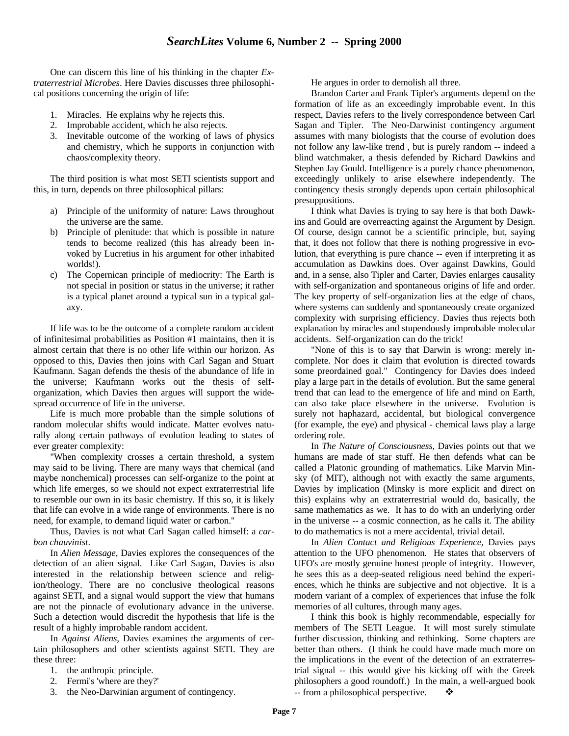One can discern this line of his thinking in the chapter *Extraterrestrial Microbes*. Here Davies discusses three philosophical positions concerning the origin of life:

1. Miracles. He explains why he rejects this.
2. Improbable accident, which he also rejects.
3. Inevitable outcome of the working of laws of physics and chemistry, which he supports in conjunction with chaos/complexity theory.

The third position is what most SETI scientists support and this, in turn, depends on three philosophical pillars:

a) Principle of the uniformity of nature: Laws throughout the universe are the same.
b) Principle of plenitude: that which is possible in nature tends to become realized (this has already been invoked by Lucretius in his argument for other inhabited worlds!).
c) The Copernican principle of mediocrity: The Earth is not special in position or status in the universe; it rather is a typical planet around a typical sun in a typical galaxy.

If life was to be the outcome of a complete random accident of infinitesimal probabilities as Position #1 maintains, then it is almost certain that there is no other life within our horizon. As opposed to this, Davies then joins with Carl Sagan and Stuart Kaufmann. Sagan defends the thesis of the abundance of life in the universe; Kaufmann works out the thesis of self-organization, which Davies then argues will support the widespread occurrence of life in the universe.

Life is much more probable than the simple solutions of random molecular shifts would indicate. Matter evolves naturally along certain pathways of evolution leading to states of ever greater complexity:

"When complexity crosses a certain threshold, a system may said to be living. There are many ways that chemical (and maybe nonchemical) processes can self-organize to the point at which life emerges, so we should not expect extraterrestrial life to resemble our own in its basic chemistry. If this so, it is likely that life can evolve in a wide range of environments. There is no need, for example, to demand liquid water or carbon."

Thus, Davies is not what Carl Sagan called himself: a *carbon chauvinist*.

In *Alien Message*, Davies explores the consequences of the detection of an alien signal. Like Carl Sagan, Davies is also interested in the relationship between science and religion/theology. There are no conclusive theological reasons against SETI, and a signal would support the view that humans are not the pinnacle of evolutionary advance in the universe. Such a detection would discredit the hypothesis that life is the result of a highly improbable random accident.

In *Against Aliens*, Davies examines the arguments of certain philosophers and other scientists against SETI. They are these three:

1. the anthropic principle.
2. Fermi's 'where are they?'
3. the Neo-Darwinian argument of contingency.

He argues in order to demolish all three.

Brandon Carter and Frank Tipler's arguments depend on the formation of life as an exceedingly improbable event. In this respect, Davies refers to the lively correspondence between Carl Sagan and Tipler. The Neo-Darwinist contingency argument assumes with many biologists that the course of evolution does not follow any law-like trend , but is purely random -- indeed a blind watchmaker, a thesis defended by Richard Dawkins and Stephen Jay Gould. Intelligence is a purely chance phenomenon, exceedingly unlikely to arise elsewhere independently. The contingency thesis strongly depends upon certain philosophical presuppositions.

I think what Davies is trying to say here is that both Dawkins and Gould are overreacting against the Argument by Design. Of course, design cannot be a scientific principle, but, saying that, it does not follow that there is nothing progressive in evolution, that everything is pure chance -- even if interpreting it as accumulation as Dawkins does. Over against Dawkins, Gould and, in a sense, also Tipler and Carter, Davies enlarges causality with self-organization and spontaneous origins of life and order. The key property of self-organization lies at the edge of chaos, where systems can suddenly and spontaneously create organized complexity with surprising efficiency. Davies thus rejects both explanation by miracles and stupendously improbable molecular accidents. Self-organization can do the trick!

"None of this is to say that Darwin is wrong: merely incomplete. Nor does it claim that evolution is directed towards some preordained goal." Contingency for Davies does indeed play a large part in the details of evolution. But the same general trend that can lead to the emergence of life and mind on Earth, can also take place elsewhere in the universe. Evolution is surely not haphazard, accidental, but biological convergence (for example, the eye) and physical - chemical laws play a large ordering role.

In *The Nature of Consciousness*, Davies points out that we humans are made of star stuff. He then defends what can be called a Platonic grounding of mathematics. Like Marvin Minsky (of MIT), although not with exactly the same arguments, Davies by implication (Minsky is more explicit and direct on this) explains why an extraterrestrial would do, basically, the same mathematics as we. It has to do with an underlying order in the universe -- a cosmic connection, as he calls it. The ability to do mathematics is not a mere accidental, trivial detail.

In *Alien Contact and Religious Experience*, Davies pays attention to the UFO phenomenon. He states that observers of UFO's are mostly genuine honest people of integrity. However, he sees this as a deep-seated religious need behind the experiences, which he thinks are subjective and not objective. It is a modern variant of a complex of experiences that infuse the folk memories of all cultures, through many ages.

I think this book is highly recommendable, especially for members of The SETI League. It will most surely stimulate further discussion, thinking and rethinking. Some chapters are better than others. (I think he could have made much more on the implications in the event of the detection of an extraterrestrial signal -- this would give his kicking off with the Greek philosophers a good roundoff.) In the main, a well-argued book -- from a philosophical perspective. ❖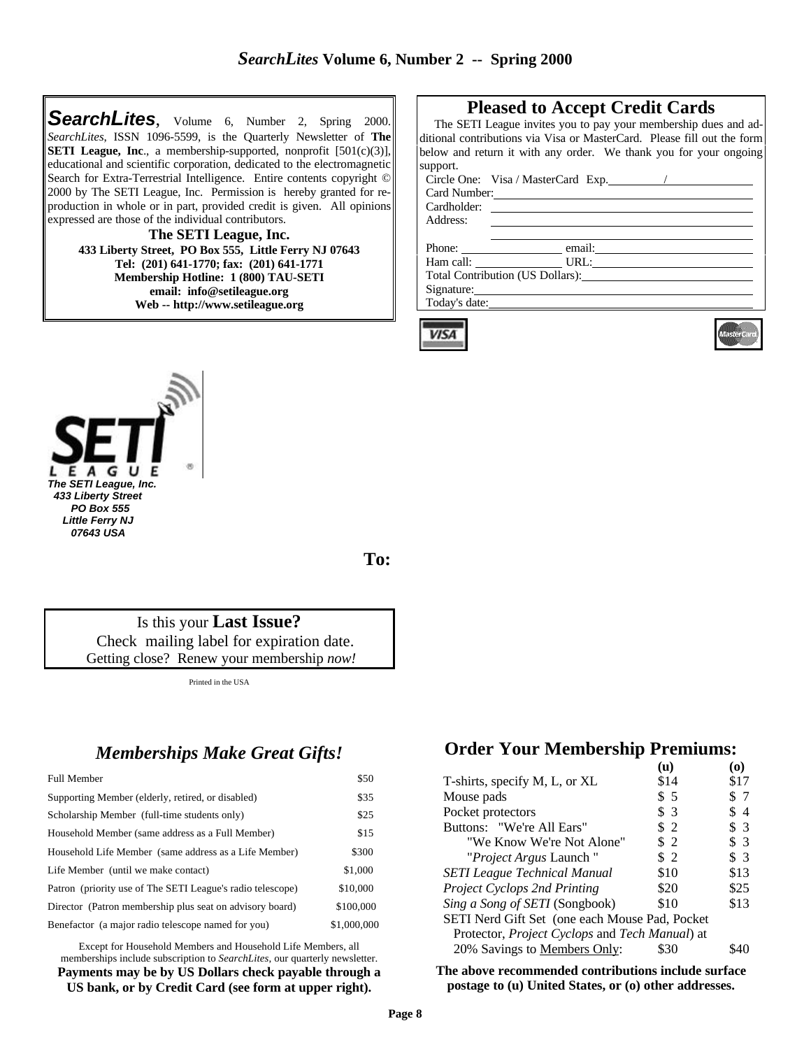**SearchLites**, Volume 6, Number 2, Spring 2000. *SearchLites*, ISSN 1096-5599, is the Quarterly Newsletter of **The SETI League, Inc**., a membership-supported, nonprofit [501(c)(3)], educational and scientific corporation, dedicated to the electromagnetic Search for Extra-Terrestrial Intelligence. Entire contents copyright © 2000 by The SETI League, Inc. Permission is hereby granted for reproduction in whole or in part, provided credit is given. All opinions expressed are those of the individual contributors.

**The SETI League, Inc.**
**433 Liberty Street, PO Box 555, Little Ferry NJ 07643**
**Tel: (201) 641-1770; fax: (201) 641-1771**
**Membership Hotline: 1 (800) TAU-SETI**
**email: info@setileague.org**
**Web -- http://www.setileague.org**

## Pleased to Accept Credit Cards

The SETI League invites you to pay your membership dues and additional contributions via Visa or MasterCard. Please fill out the form below and return it with any order. We thank you for your ongoing support.

Circle One: Visa / MasterCard Exp. ________ / ________
Card Number: ________
Cardholder: ________
Address: ________
________
Phone: ________ email: ________
Ham call: ________ URL: ________
Total Contribution (US Dollars): ________
Signature: ________
Today's date: ________

VISA MasterCard

SETI LEAGUE ®

***The SETI League, Inc.***
***433 Liberty Street***
***PO Box 555***
***Little Ferry NJ***
***07643 USA***

**To:**

Is this your **Last Issue?**
Check mailing label for expiration date.
Getting close? Renew your membership *now!*

Printed in the USA

## *Memberships Make Great Gifts!*

| | |
|---|---|
| Full Member | $50 |
| Supporting Member (elderly, retired, or disabled) | $35 |
| Scholarship Member (full-time students only) | $25 |
| Household Member (same address as a Full Member) | $15 |
| Household Life Member (same address as a Life Member) | $300 |
| Life Member (until we make contact) | $1,000 |
| Patron (priority use of The SETI League's radio telescope) | $10,000 |
| Director (Patron membership plus seat on advisory board) | $100,000 |
| Benefactor (a major radio telescope named for you) | $1,000,000 |

Except for Household Members and Household Life Members, all memberships include subscription to *SearchLites*, our quarterly newsletter.

**Payments may be by US Dollars check payable through a US bank, or by Credit Card (see form at upper right).**

## Order Your Membership Premiums:

| | (u) | (o) |
|---|---|---|
| T-shirts, specify M, L, or XL | $14 | $17 |
| Mouse pads | $ 5 | $ 7 |
| Pocket protectors | $ 3 | $ 4 |
| Buttons: "We're All Ears" | $ 2 | $ 3 |
| "We Know We're Not Alone" | $ 2 | $ 3 |
| "*Project Argus* Launch " | $ 2 | $ 3 |
| *SETI League Technical Manual* | $10 | $13 |
| *Project Cyclops 2nd Printing* | $20 | $25 |
| *Sing a Song of SETI* (Songbook) | $10 | $13 |
| SETI Nerd Gift Set (one each Mouse Pad, Pocket Protector, *Project Cyclops* and *Tech Manual*) at 20% Savings to Members Only: | $30 | $40 |

**The above recommended contributions include surface postage to (u) United States, or (o) other addresses.**